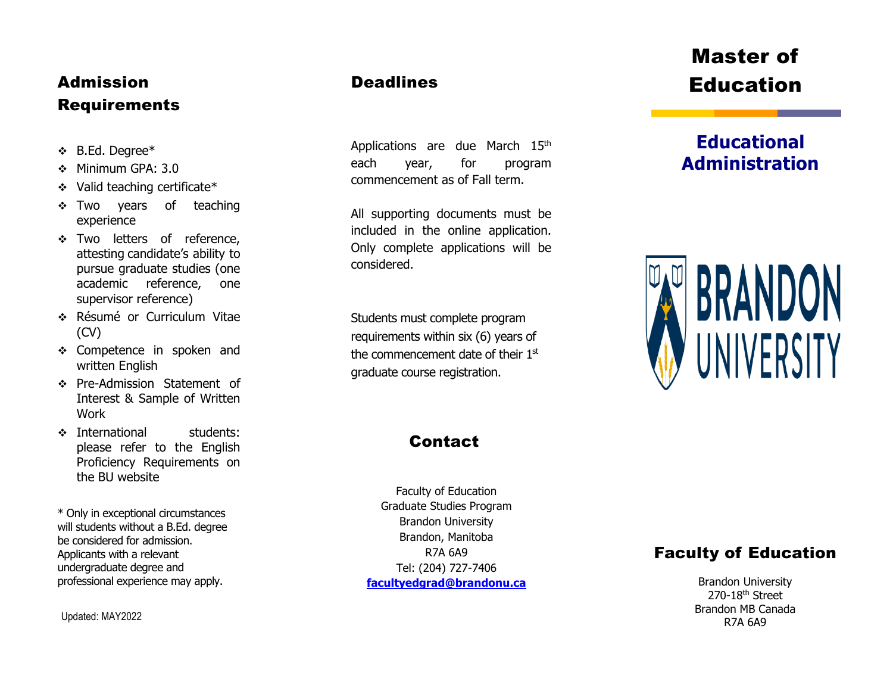## Admission Requirements

- B.Ed. Degree*
- Minimum GPA: 3.0
- Valid teaching certificate*
- Two years of teaching experience
- Two letters of reference, attesting candidate's ability to pursue graduate studies (one academic reference, one supervisor reference)
- Résumé or Curriculum Vitae (CV)
- Competence in spoken and written English
- Pre-Admission Statement of Interest & Sample of Written Work
- International students: please refer to the English Proficiency Requirements on the BU website

* Only in exceptional circumstances will students without a B.Ed. degree be considered for admission. Applicants with a relevant undergraduate degree and professional experience may apply.

Updated: MAY2022

## Deadlines

Applications are due March 15th each year, for program commencement as of Fall term.

All supporting documents must be included in the online application. Only complete applications will be considered.

Students must complete program requirements within six (6) years of the commencement date of their 1st graduate course registration.

## Contact

Faculty of Education
Graduate Studies Program
Brandon University
Brandon, Manitoba
R7A 6A9
Tel: (204) 727-7406
**facultyedgrad@brandonu.ca**

# Master of Education

## Educational Administration

BRANDON UNIVERSITY

## Faculty of Education

Brandon University
270-18th Street
Brandon MB Canada
R7A 6A9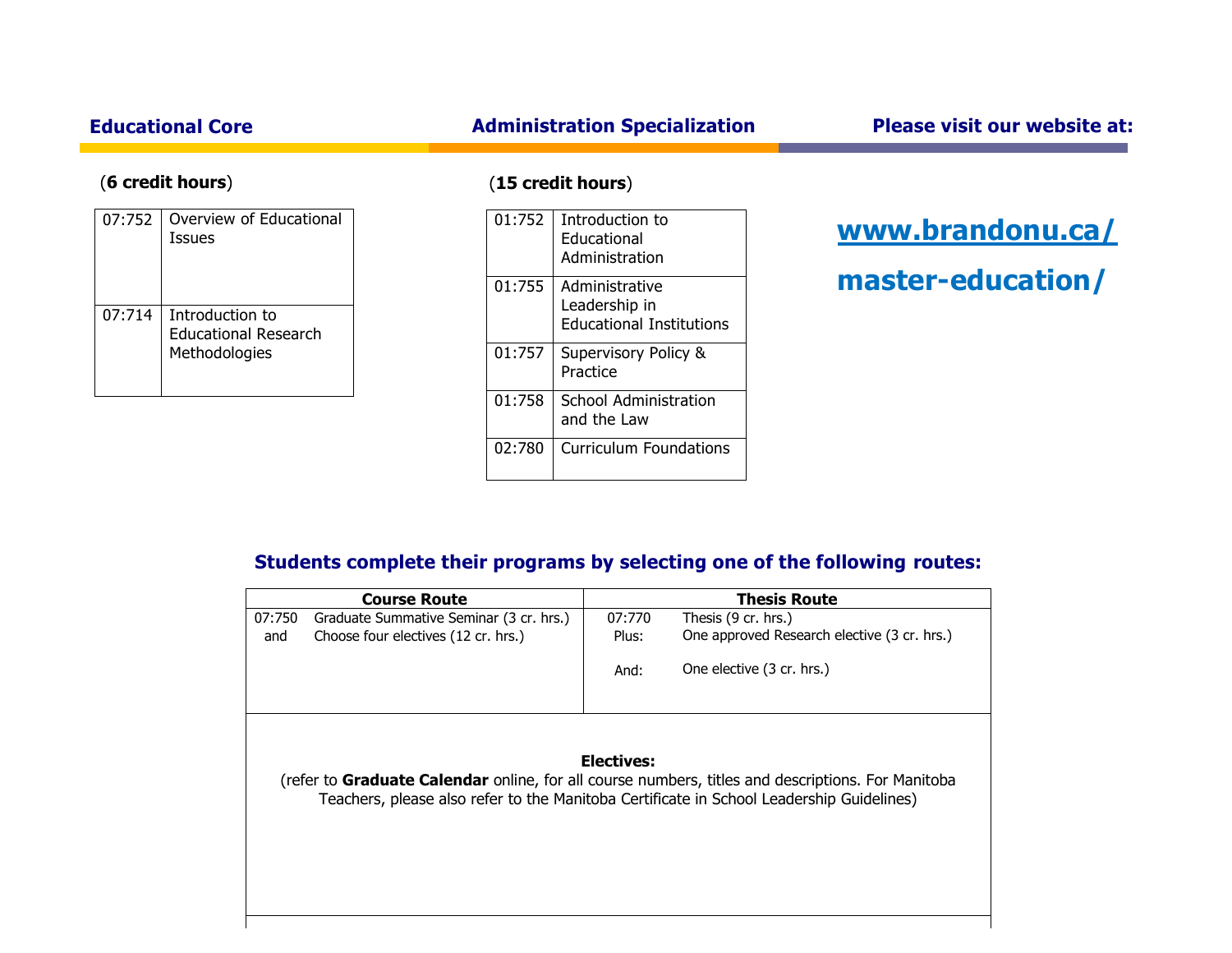## Educational Core

(**6 credit hours**)

| | |
|---|---|
| 07:752 | Overview of Educational Issues |
| 07:714 | Introduction to Educational Research Methodologies |

## Administration Specialization

(**15 credit hours**)

| | |
|---|---|
| 01:752 | Introduction to Educational Administration |
| 01:755 | Administrative Leadership in Educational Institutions |
| 01:757 | Supervisory Policy & Practice |
| 01:758 | School Administration and the Law |
| 02:780 | Curriculum Foundations |

## Please visit our website at:

**www.brandonu.ca/master-education/**

## Students complete their programs by selecting one of the following routes:

| Course Route | | Thesis Route | |
|---|---|---|---|
| 07:750 | Graduate Summative Seminar (3 cr. hrs.) | 07:770 | Thesis (9 cr. hrs.) |
| and | Choose four electives (12 cr. hrs.) | Plus: | One approved Research elective (3 cr. hrs.) |
| | | And: | One elective (3 cr. hrs.) |

**Electives:**

(refer to **Graduate Calendar** online, for all course numbers, titles and descriptions. For Manitoba Teachers, please also refer to the Manitoba Certificate in School Leadership Guidelines)